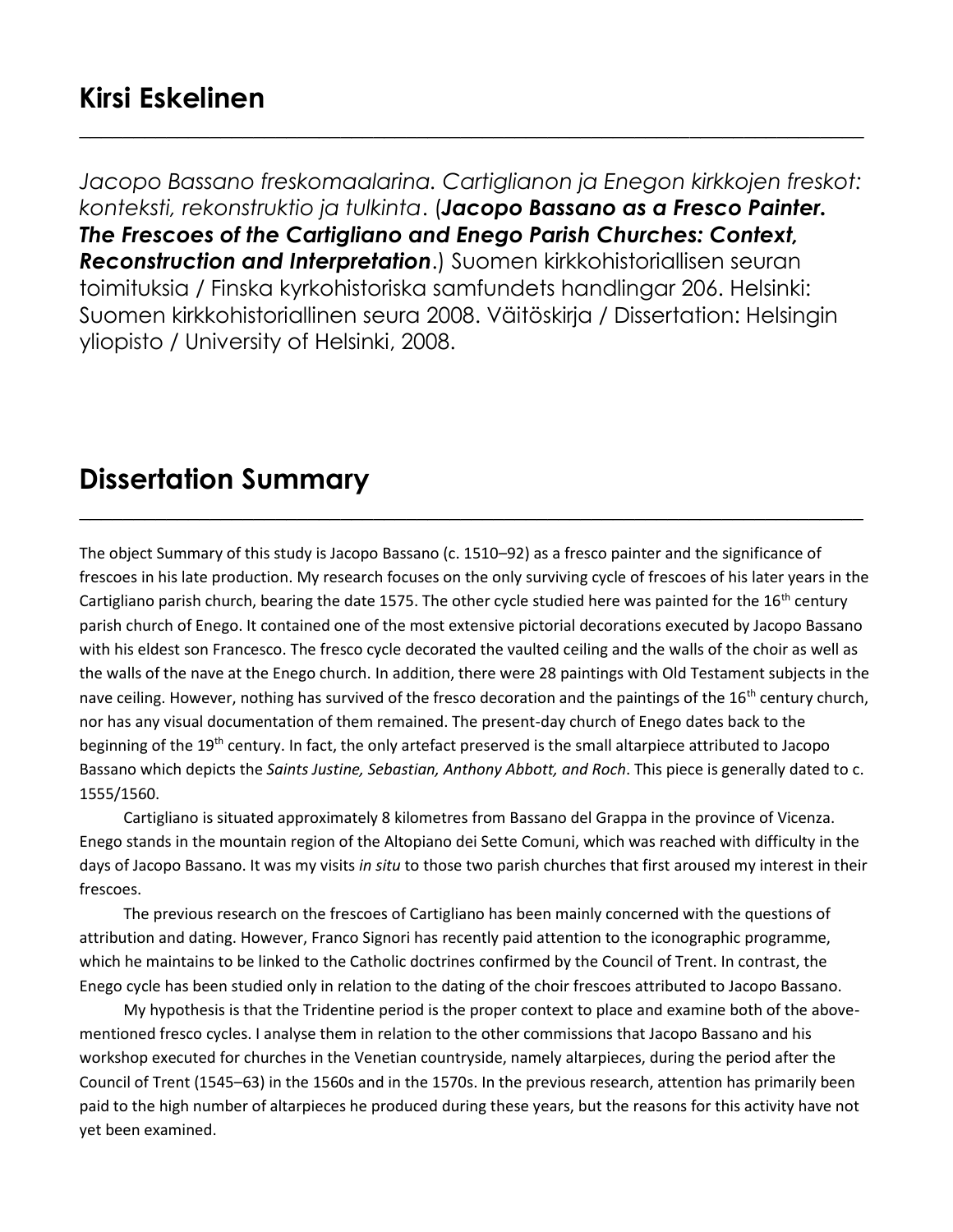# Kirsi Eskelinen

*Jacopo Bassano freskomaalarina. Cartiglianon ja Enegon kirkkojen freskot: konteksti, rekonstruktio ja tulkinta*. (***Jacopo Bassano as a Fresco Painter. The Frescoes of the Cartigliano and Enego Parish Churches: Context, Reconstruction and Interpretation***.) Suomen kirkkohistoriallisen seuran toimituksia / Finska kyrkohistoriska samfundets handlingar 206. Helsinki: Suomen kirkkohistoriallinen seura 2008. Väitöskirja / Dissertation: Helsingin yliopisto / University of Helsinki, 2008.

# Dissertation Summary

The object Summary of this study is Jacopo Bassano (c. 1510–92) as a fresco painter and the significance of frescoes in his late production. My research focuses on the only surviving cycle of frescoes of his later years in the Cartigliano parish church, bearing the date 1575. The other cycle studied here was painted for the 16th century parish church of Enego. It contained one of the most extensive pictorial decorations executed by Jacopo Bassano with his eldest son Francesco. The fresco cycle decorated the vaulted ceiling and the walls of the choir as well as the walls of the nave at the Enego church. In addition, there were 28 paintings with Old Testament subjects in the nave ceiling. However, nothing has survived of the fresco decoration and the paintings of the 16th century church, nor has any visual documentation of them remained. The present-day church of Enego dates back to the beginning of the 19th century. In fact, the only artefact preserved is the small altarpiece attributed to Jacopo Bassano which depicts the *Saints Justine, Sebastian, Anthony Abbott, and Roch*. This piece is generally dated to c. 1555/1560.

Cartigliano is situated approximately 8 kilometres from Bassano del Grappa in the province of Vicenza. Enego stands in the mountain region of the Altopiano dei Sette Comuni, which was reached with difficulty in the days of Jacopo Bassano. It was my visits *in situ* to those two parish churches that first aroused my interest in their frescoes.

The previous research on the frescoes of Cartigliano has been mainly concerned with the questions of attribution and dating. However, Franco Signori has recently paid attention to the iconographic programme, which he maintains to be linked to the Catholic doctrines confirmed by the Council of Trent. In contrast, the Enego cycle has been studied only in relation to the dating of the choir frescoes attributed to Jacopo Bassano.

My hypothesis is that the Tridentine period is the proper context to place and examine both of the above-mentioned fresco cycles. I analyse them in relation to the other commissions that Jacopo Bassano and his workshop executed for churches in the Venetian countryside, namely altarpieces, during the period after the Council of Trent (1545–63) in the 1560s and in the 1570s. In the previous research, attention has primarily been paid to the high number of altarpieces he produced during these years, but the reasons for this activity have not yet been examined.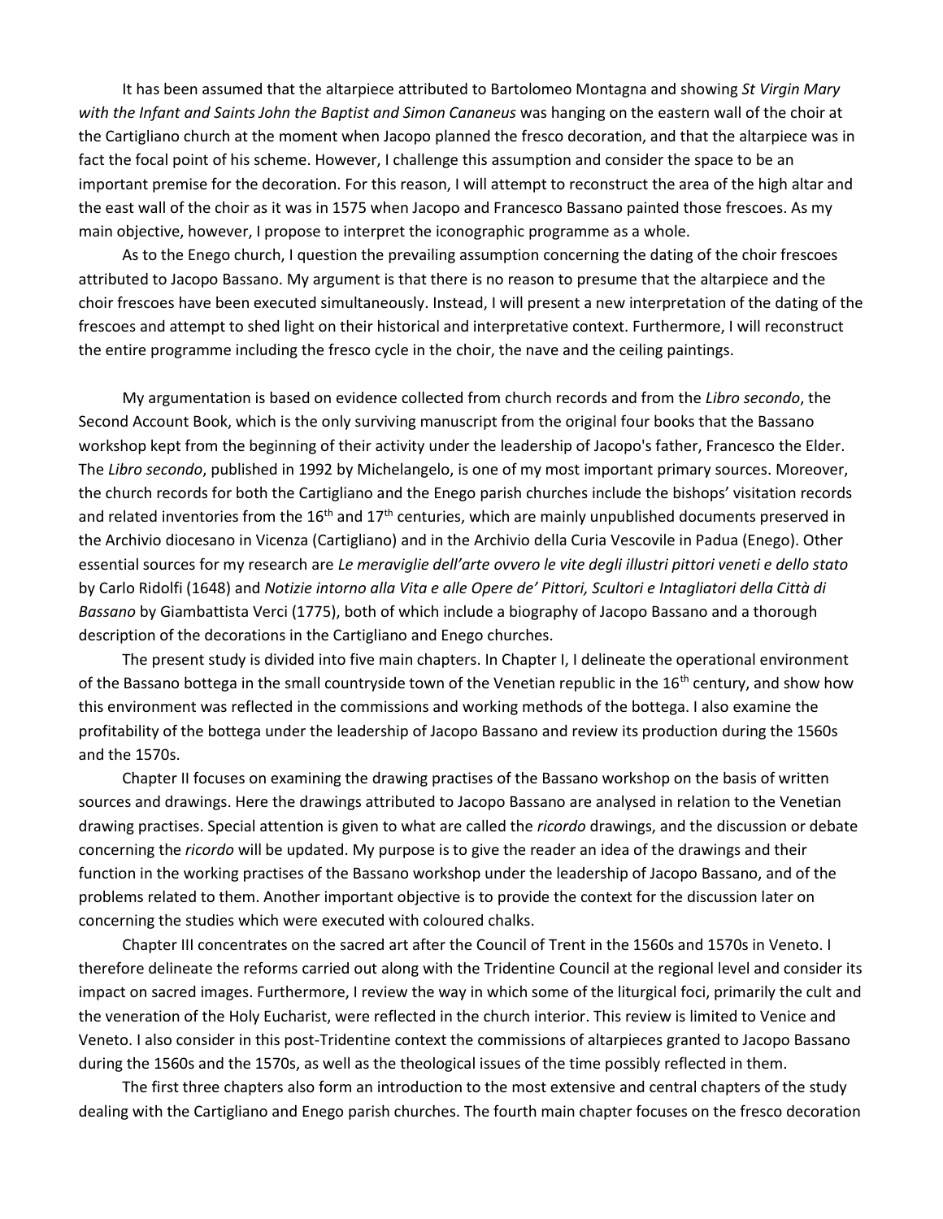It has been assumed that the altarpiece attributed to Bartolomeo Montagna and showing *St Virgin Mary with the Infant and Saints John the Baptist and Simon Cananeus* was hanging on the eastern wall of the choir at the Cartigliano church at the moment when Jacopo planned the fresco decoration, and that the altarpiece was in fact the focal point of his scheme. However, I challenge this assumption and consider the space to be an important premise for the decoration. For this reason, I will attempt to reconstruct the area of the high altar and the east wall of the choir as it was in 1575 when Jacopo and Francesco Bassano painted those frescoes. As my main objective, however, I propose to interpret the iconographic programme as a whole.

As to the Enego church, I question the prevailing assumption concerning the dating of the choir frescoes attributed to Jacopo Bassano. My argument is that there is no reason to presume that the altarpiece and the choir frescoes have been executed simultaneously. Instead, I will present a new interpretation of the dating of the frescoes and attempt to shed light on their historical and interpretative context. Furthermore, I will reconstruct the entire programme including the fresco cycle in the choir, the nave and the ceiling paintings.

My argumentation is based on evidence collected from church records and from the *Libro secondo*, the Second Account Book, which is the only surviving manuscript from the original four books that the Bassano workshop kept from the beginning of their activity under the leadership of Jacopo's father, Francesco the Elder. The *Libro secondo*, published in 1992 by Michelangelo, is one of my most important primary sources. Moreover, the church records for both the Cartigliano and the Enego parish churches include the bishops' visitation records and related inventories from the 16th and 17th centuries, which are mainly unpublished documents preserved in the Archivio diocesano in Vicenza (Cartigliano) and in the Archivio della Curia Vescovile in Padua (Enego). Other essential sources for my research are *Le meraviglie dell'arte ovvero le vite degli illustri pittori veneti e dello stato* by Carlo Ridolfi (1648) and *Notizie intorno alla Vita e alle Opere de' Pittori, Scultori e Intagliatori della Città di Bassano* by Giambattista Verci (1775), both of which include a biography of Jacopo Bassano and a thorough description of the decorations in the Cartigliano and Enego churches.

The present study is divided into five main chapters. In Chapter I, I delineate the operational environment of the Bassano bottega in the small countryside town of the Venetian republic in the 16th century, and show how this environment was reflected in the commissions and working methods of the bottega. I also examine the profitability of the bottega under the leadership of Jacopo Bassano and review its production during the 1560s and the 1570s.

Chapter II focuses on examining the drawing practises of the Bassano workshop on the basis of written sources and drawings. Here the drawings attributed to Jacopo Bassano are analysed in relation to the Venetian drawing practises. Special attention is given to what are called the *ricordo* drawings, and the discussion or debate concerning the *ricordo* will be updated. My purpose is to give the reader an idea of the drawings and their function in the working practises of the Bassano workshop under the leadership of Jacopo Bassano, and of the problems related to them. Another important objective is to provide the context for the discussion later on concerning the studies which were executed with coloured chalks.

Chapter III concentrates on the sacred art after the Council of Trent in the 1560s and 1570s in Veneto. I therefore delineate the reforms carried out along with the Tridentine Council at the regional level and consider its impact on sacred images. Furthermore, I review the way in which some of the liturgical foci, primarily the cult and the veneration of the Holy Eucharist, were reflected in the church interior. This review is limited to Venice and Veneto. I also consider in this post-Tridentine context the commissions of altarpieces granted to Jacopo Bassano during the 1560s and the 1570s, as well as the theological issues of the time possibly reflected in them.

The first three chapters also form an introduction to the most extensive and central chapters of the study dealing with the Cartigliano and Enego parish churches. The fourth main chapter focuses on the fresco decoration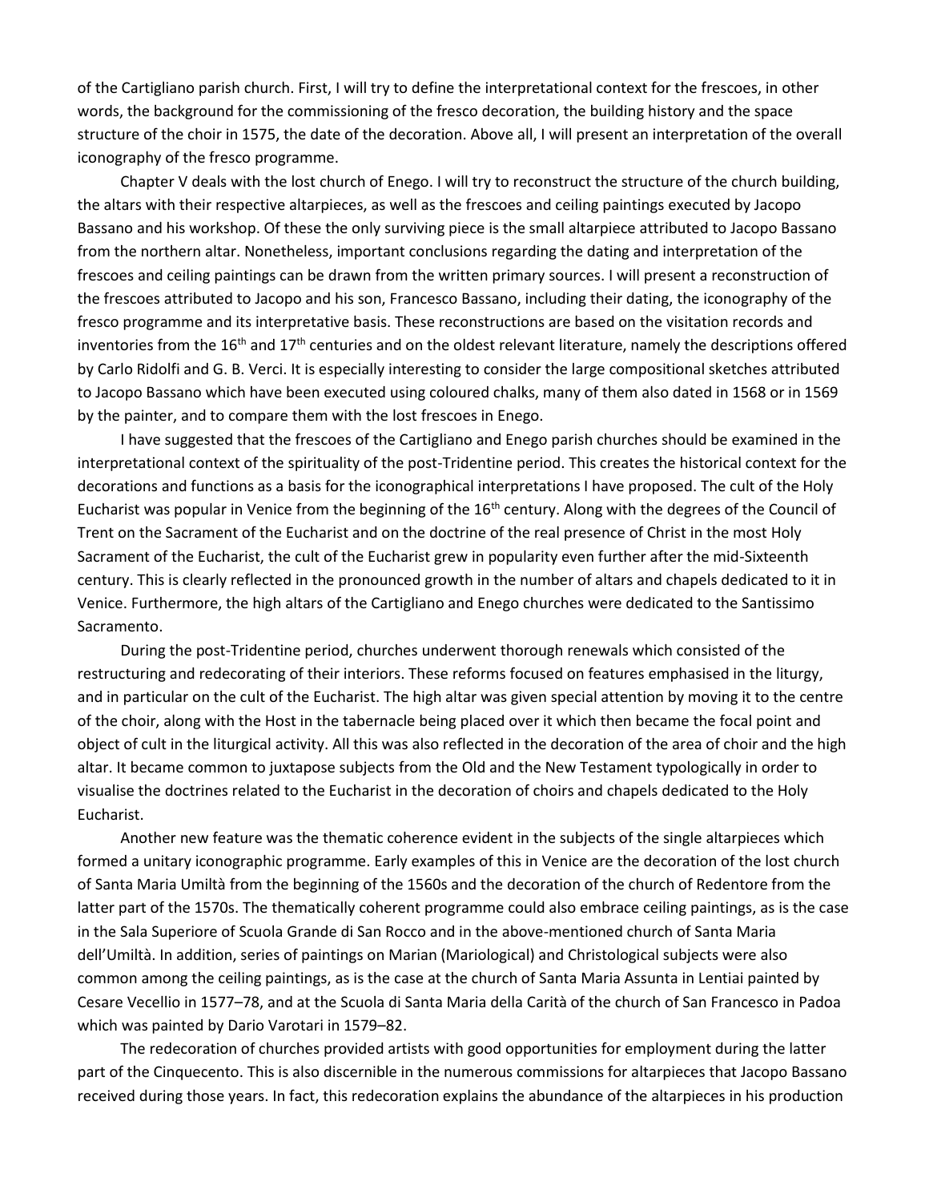of the Cartigliano parish church. First, I will try to define the interpretational context for the frescoes, in other words, the background for the commissioning of the fresco decoration, the building history and the space structure of the choir in 1575, the date of the decoration. Above all, I will present an interpretation of the overall iconography of the fresco programme.

Chapter V deals with the lost church of Enego. I will try to reconstruct the structure of the church building, the altars with their respective altarpieces, as well as the frescoes and ceiling paintings executed by Jacopo Bassano and his workshop. Of these the only surviving piece is the small altarpiece attributed to Jacopo Bassano from the northern altar. Nonetheless, important conclusions regarding the dating and interpretation of the frescoes and ceiling paintings can be drawn from the written primary sources. I will present a reconstruction of the frescoes attributed to Jacopo and his son, Francesco Bassano, including their dating, the iconography of the fresco programme and its interpretative basis. These reconstructions are based on the visitation records and inventories from the 16th and 17th centuries and on the oldest relevant literature, namely the descriptions offered by Carlo Ridolfi and G. B. Verci. It is especially interesting to consider the large compositional sketches attributed to Jacopo Bassano which have been executed using coloured chalks, many of them also dated in 1568 or in 1569 by the painter, and to compare them with the lost frescoes in Enego.

I have suggested that the frescoes of the Cartigliano and Enego parish churches should be examined in the interpretational context of the spirituality of the post-Tridentine period. This creates the historical context for the decorations and functions as a basis for the iconographical interpretations I have proposed. The cult of the Holy Eucharist was popular in Venice from the beginning of the 16th century. Along with the degrees of the Council of Trent on the Sacrament of the Eucharist and on the doctrine of the real presence of Christ in the most Holy Sacrament of the Eucharist, the cult of the Eucharist grew in popularity even further after the mid-Sixteenth century. This is clearly reflected in the pronounced growth in the number of altars and chapels dedicated to it in Venice. Furthermore, the high altars of the Cartigliano and Enego churches were dedicated to the Santissimo Sacramento.

During the post-Tridentine period, churches underwent thorough renewals which consisted of the restructuring and redecorating of their interiors. These reforms focused on features emphasised in the liturgy, and in particular on the cult of the Eucharist. The high altar was given special attention by moving it to the centre of the choir, along with the Host in the tabernacle being placed over it which then became the focal point and object of cult in the liturgical activity. All this was also reflected in the decoration of the area of choir and the high altar. It became common to juxtapose subjects from the Old and the New Testament typologically in order to visualise the doctrines related to the Eucharist in the decoration of choirs and chapels dedicated to the Holy Eucharist.

Another new feature was the thematic coherence evident in the subjects of the single altarpieces which formed a unitary iconographic programme. Early examples of this in Venice are the decoration of the lost church of Santa Maria Umiltà from the beginning of the 1560s and the decoration of the church of Redentore from the latter part of the 1570s. The thematically coherent programme could also embrace ceiling paintings, as is the case in the Sala Superiore of Scuola Grande di San Rocco and in the above-mentioned church of Santa Maria dell'Umiltà. In addition, series of paintings on Marian (Mariological) and Christological subjects were also common among the ceiling paintings, as is the case at the church of Santa Maria Assunta in Lentiai painted by Cesare Vecellio in 1577–78, and at the Scuola di Santa Maria della Carità of the church of San Francesco in Padoa which was painted by Dario Varotari in 1579–82.

The redecoration of churches provided artists with good opportunities for employment during the latter part of the Cinquecento. This is also discernible in the numerous commissions for altarpieces that Jacopo Bassano received during those years. In fact, this redecoration explains the abundance of the altarpieces in his production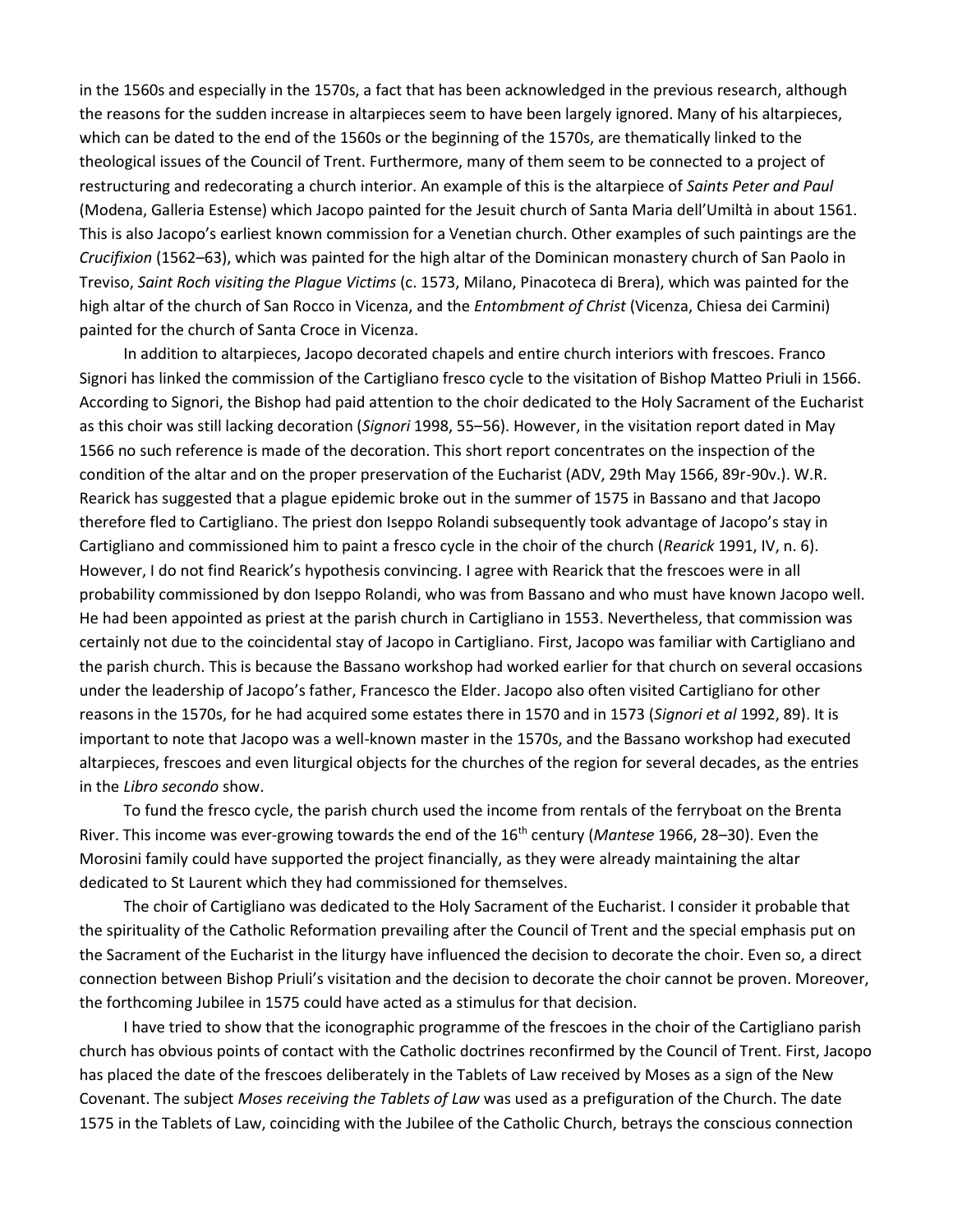in the 1560s and especially in the 1570s, a fact that has been acknowledged in the previous research, although the reasons for the sudden increase in altarpieces seem to have been largely ignored. Many of his altarpieces, which can be dated to the end of the 1560s or the beginning of the 1570s, are thematically linked to the theological issues of the Council of Trent. Furthermore, many of them seem to be connected to a project of restructuring and redecorating a church interior. An example of this is the altarpiece of *Saints Peter and Paul* (Modena, Galleria Estense) which Jacopo painted for the Jesuit church of Santa Maria dell'Umiltà in about 1561. This is also Jacopo's earliest known commission for a Venetian church. Other examples of such paintings are the *Crucifixion* (1562–63), which was painted for the high altar of the Dominican monastery church of San Paolo in Treviso, *Saint Roch visiting the Plague Victims* (c. 1573, Milano, Pinacoteca di Brera), which was painted for the high altar of the church of San Rocco in Vicenza, and the *Entombment of Christ* (Vicenza, Chiesa dei Carmini) painted for the church of Santa Croce in Vicenza.

In addition to altarpieces, Jacopo decorated chapels and entire church interiors with frescoes. Franco Signori has linked the commission of the Cartigliano fresco cycle to the visitation of Bishop Matteo Priuli in 1566. According to Signori, the Bishop had paid attention to the choir dedicated to the Holy Sacrament of the Eucharist as this choir was still lacking decoration (*Signori* 1998, 55–56). However, in the visitation report dated in May 1566 no such reference is made of the decoration. This short report concentrates on the inspection of the condition of the altar and on the proper preservation of the Eucharist (ADV, 29th May 1566, 89r-90v.). W.R. Rearick has suggested that a plague epidemic broke out in the summer of 1575 in Bassano and that Jacopo therefore fled to Cartigliano. The priest don Iseppo Rolandi subsequently took advantage of Jacopo's stay in Cartigliano and commissioned him to paint a fresco cycle in the choir of the church (*Rearick* 1991, IV, n. 6). However, I do not find Rearick's hypothesis convincing. I agree with Rearick that the frescoes were in all probability commissioned by don Iseppo Rolandi, who was from Bassano and who must have known Jacopo well. He had been appointed as priest at the parish church in Cartigliano in 1553. Nevertheless, that commission was certainly not due to the coincidental stay of Jacopo in Cartigliano. First, Jacopo was familiar with Cartigliano and the parish church. This is because the Bassano workshop had worked earlier for that church on several occasions under the leadership of Jacopo's father, Francesco the Elder. Jacopo also often visited Cartigliano for other reasons in the 1570s, for he had acquired some estates there in 1570 and in 1573 (*Signori et al* 1992, 89). It is important to note that Jacopo was a well-known master in the 1570s, and the Bassano workshop had executed altarpieces, frescoes and even liturgical objects for the churches of the region for several decades, as the entries in the *Libro secondo* show.

To fund the fresco cycle, the parish church used the income from rentals of the ferryboat on the Brenta River. This income was ever-growing towards the end of the 16th century (*Mantese* 1966, 28–30). Even the Morosini family could have supported the project financially, as they were already maintaining the altar dedicated to St Laurent which they had commissioned for themselves.

The choir of Cartigliano was dedicated to the Holy Sacrament of the Eucharist. I consider it probable that the spirituality of the Catholic Reformation prevailing after the Council of Trent and the special emphasis put on the Sacrament of the Eucharist in the liturgy have influenced the decision to decorate the choir. Even so, a direct connection between Bishop Priuli's visitation and the decision to decorate the choir cannot be proven. Moreover, the forthcoming Jubilee in 1575 could have acted as a stimulus for that decision.

I have tried to show that the iconographic programme of the frescoes in the choir of the Cartigliano parish church has obvious points of contact with the Catholic doctrines reconfirmed by the Council of Trent. First, Jacopo has placed the date of the frescoes deliberately in the Tablets of Law received by Moses as a sign of the New Covenant. The subject *Moses receiving the Tablets of Law* was used as a prefiguration of the Church. The date 1575 in the Tablets of Law, coinciding with the Jubilee of the Catholic Church, betrays the conscious connection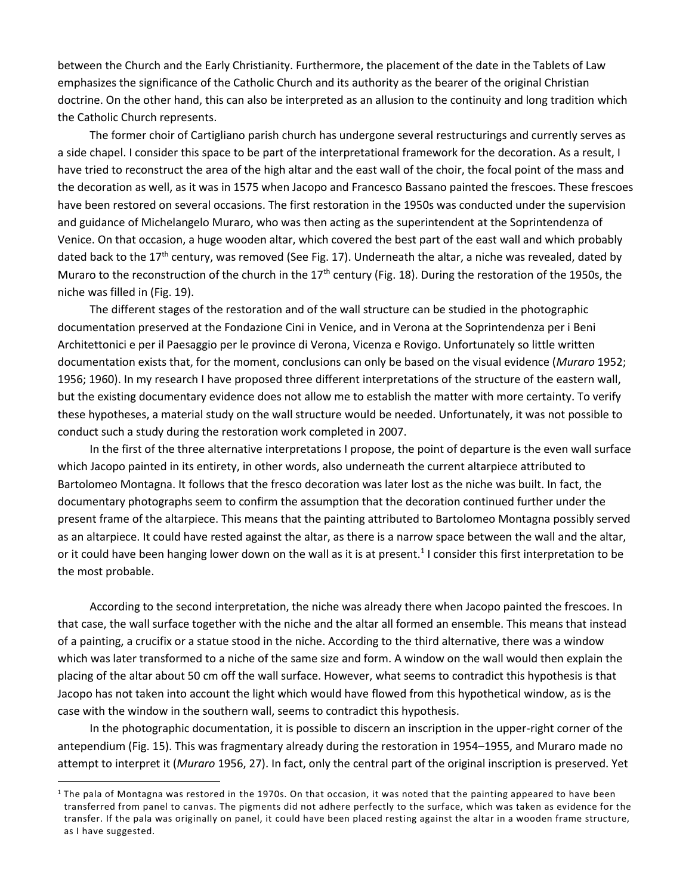between the Church and the Early Christianity. Furthermore, the placement of the date in the Tablets of Law emphasizes the significance of the Catholic Church and its authority as the bearer of the original Christian doctrine. On the other hand, this can also be interpreted as an allusion to the continuity and long tradition which the Catholic Church represents.

The former choir of Cartigliano parish church has undergone several restructurings and currently serves as a side chapel. I consider this space to be part of the interpretational framework for the decoration. As a result, I have tried to reconstruct the area of the high altar and the east wall of the choir, the focal point of the mass and the decoration as well, as it was in 1575 when Jacopo and Francesco Bassano painted the frescoes. These frescoes have been restored on several occasions. The first restoration in the 1950s was conducted under the supervision and guidance of Michelangelo Muraro, who was then acting as the superintendent at the Soprintendenza of Venice. On that occasion, a huge wooden altar, which covered the best part of the east wall and which probably dated back to the 17th century, was removed (See Fig. 17). Underneath the altar, a niche was revealed, dated by Muraro to the reconstruction of the church in the 17th century (Fig. 18). During the restoration of the 1950s, the niche was filled in (Fig. 19).

The different stages of the restoration and of the wall structure can be studied in the photographic documentation preserved at the Fondazione Cini in Venice, and in Verona at the Soprintendenza per i Beni Architettonici e per il Paesaggio per le province di Verona, Vicenza e Rovigo. Unfortunately so little written documentation exists that, for the moment, conclusions can only be based on the visual evidence (*Muraro* 1952; 1956; 1960). In my research I have proposed three different interpretations of the structure of the eastern wall, but the existing documentary evidence does not allow me to establish the matter with more certainty. To verify these hypotheses, a material study on the wall structure would be needed. Unfortunately, it was not possible to conduct such a study during the restoration work completed in 2007.

In the first of the three alternative interpretations I propose, the point of departure is the even wall surface which Jacopo painted in its entirety, in other words, also underneath the current altarpiece attributed to Bartolomeo Montagna. It follows that the fresco decoration was later lost as the niche was built. In fact, the documentary photographs seem to confirm the assumption that the decoration continued further under the present frame of the altarpiece. This means that the painting attributed to Bartolomeo Montagna possibly served as an altarpiece. It could have rested against the altar, as there is a narrow space between the wall and the altar, or it could have been hanging lower down on the wall as it is at present.[1] I consider this first interpretation to be the most probable.

According to the second interpretation, the niche was already there when Jacopo painted the frescoes. In that case, the wall surface together with the niche and the altar all formed an ensemble. This means that instead of a painting, a crucifix or a statue stood in the niche. According to the third alternative, there was a window which was later transformed to a niche of the same size and form. A window on the wall would then explain the placing of the altar about 50 cm off the wall surface. However, what seems to contradict this hypothesis is that Jacopo has not taken into account the light which would have flowed from this hypothetical window, as is the case with the window in the southern wall, seems to contradict this hypothesis.

In the photographic documentation, it is possible to discern an inscription in the upper-right corner of the antependium (Fig. 15). This was fragmentary already during the restoration in 1954–1955, and Muraro made no attempt to interpret it (*Muraro* 1956, 27). In fact, only the central part of the original inscription is preserved. Yet

[1] The pala of Montagna was restored in the 1970s. On that occasion, it was noted that the painting appeared to have been transferred from panel to canvas. The pigments did not adhere perfectly to the surface, which was taken as evidence for the transfer. If the pala was originally on panel, it could have been placed resting against the altar in a wooden frame structure, as I have suggested.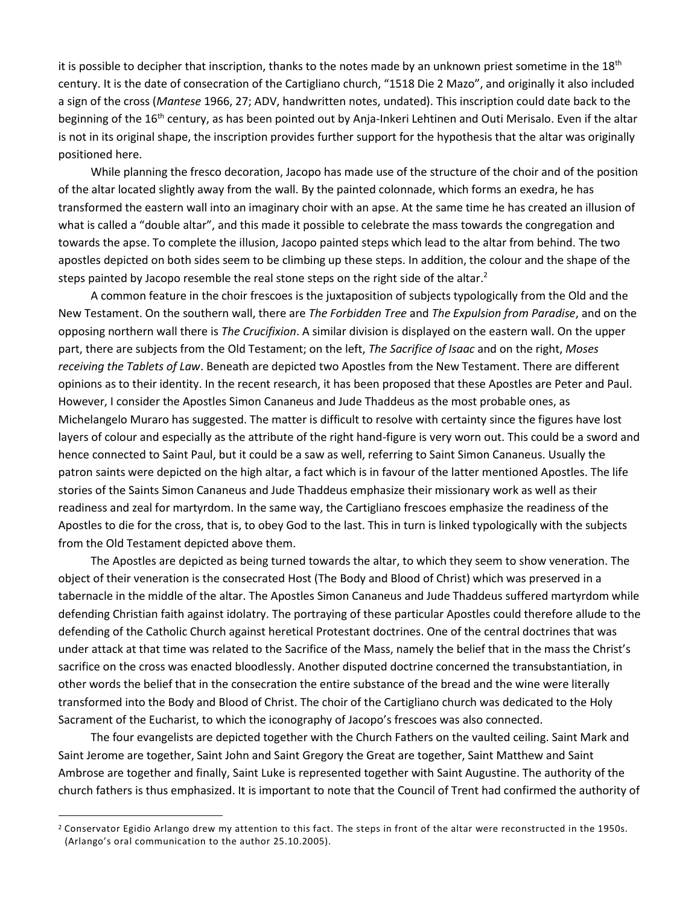it is possible to decipher that inscription, thanks to the notes made by an unknown priest sometime in the 18th century. It is the date of consecration of the Cartigliano church, "1518 Die 2 Mazo", and originally it also included a sign of the cross (*Mantese* 1966, 27; ADV, handwritten notes, undated). This inscription could date back to the beginning of the 16th century, as has been pointed out by Anja-Inkeri Lehtinen and Outi Merisalo. Even if the altar is not in its original shape, the inscription provides further support for the hypothesis that the altar was originally positioned here.

While planning the fresco decoration, Jacopo has made use of the structure of the choir and of the position of the altar located slightly away from the wall. By the painted colonnade, which forms an exedra, he has transformed the eastern wall into an imaginary choir with an apse. At the same time he has created an illusion of what is called a "double altar", and this made it possible to celebrate the mass towards the congregation and towards the apse. To complete the illusion, Jacopo painted steps which lead to the altar from behind. The two apostles depicted on both sides seem to be climbing up these steps. In addition, the colour and the shape of the steps painted by Jacopo resemble the real stone steps on the right side of the altar.[2]

A common feature in the choir frescoes is the juxtaposition of subjects typologically from the Old and the New Testament. On the southern wall, there are *The Forbidden Tree* and *The Expulsion from Paradise*, and on the opposing northern wall there is *The Crucifixion*. A similar division is displayed on the eastern wall. On the upper part, there are subjects from the Old Testament; on the left, *The Sacrifice of Isaac* and on the right, *Moses receiving the Tablets of Law*. Beneath are depicted two Apostles from the New Testament. There are different opinions as to their identity. In the recent research, it has been proposed that these Apostles are Peter and Paul. However, I consider the Apostles Simon Cananeus and Jude Thaddeus as the most probable ones, as Michelangelo Muraro has suggested. The matter is difficult to resolve with certainty since the figures have lost layers of colour and especially as the attribute of the right hand-figure is very worn out. This could be a sword and hence connected to Saint Paul, but it could be a saw as well, referring to Saint Simon Cananeus. Usually the patron saints were depicted on the high altar, a fact which is in favour of the latter mentioned Apostles. The life stories of the Saints Simon Cananeus and Jude Thaddeus emphasize their missionary work as well as their readiness and zeal for martyrdom. In the same way, the Cartigliano frescoes emphasize the readiness of the Apostles to die for the cross, that is, to obey God to the last. This in turn is linked typologically with the subjects from the Old Testament depicted above them.

The Apostles are depicted as being turned towards the altar, to which they seem to show veneration. The object of their veneration is the consecrated Host (The Body and Blood of Christ) which was preserved in a tabernacle in the middle of the altar. The Apostles Simon Cananeus and Jude Thaddeus suffered martyrdom while defending Christian faith against idolatry. The portraying of these particular Apostles could therefore allude to the defending of the Catholic Church against heretical Protestant doctrines. One of the central doctrines that was under attack at that time was related to the Sacrifice of the Mass, namely the belief that in the mass the Christ's sacrifice on the cross was enacted bloodlessly. Another disputed doctrine concerned the transubstantiation, in other words the belief that in the consecration the entire substance of the bread and the wine were literally transformed into the Body and Blood of Christ. The choir of the Cartigliano church was dedicated to the Holy Sacrament of the Eucharist, to which the iconography of Jacopo's frescoes was also connected.

The four evangelists are depicted together with the Church Fathers on the vaulted ceiling. Saint Mark and Saint Jerome are together, Saint John and Saint Gregory the Great are together, Saint Matthew and Saint Ambrose are together and finally, Saint Luke is represented together with Saint Augustine. The authority of the church fathers is thus emphasized. It is important to note that the Council of Trent had confirmed the authority of

[2] Conservator Egidio Arlango drew my attention to this fact. The steps in front of the altar were reconstructed in the 1950s. (Arlango's oral communication to the author 25.10.2005).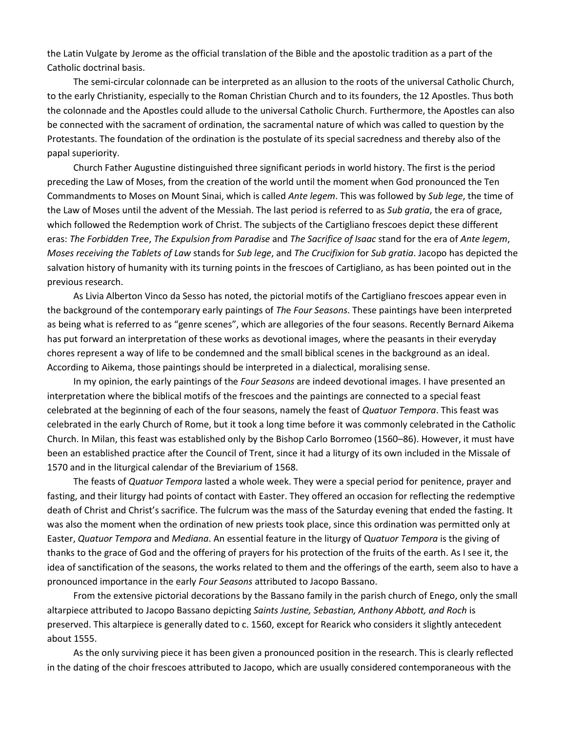the Latin Vulgate by Jerome as the official translation of the Bible and the apostolic tradition as a part of the Catholic doctrinal basis.

The semi-circular colonnade can be interpreted as an allusion to the roots of the universal Catholic Church, to the early Christianity, especially to the Roman Christian Church and to its founders, the 12 Apostles. Thus both the colonnade and the Apostles could allude to the universal Catholic Church. Furthermore, the Apostles can also be connected with the sacrament of ordination, the sacramental nature of which was called to question by the Protestants. The foundation of the ordination is the postulate of its special sacredness and thereby also of the papal superiority.

Church Father Augustine distinguished three significant periods in world history. The first is the period preceding the Law of Moses, from the creation of the world until the moment when God pronounced the Ten Commandments to Moses on Mount Sinai, which is called *Ante legem*. This was followed by *Sub lege*, the time of the Law of Moses until the advent of the Messiah. The last period is referred to as *Sub gratia*, the era of grace, which followed the Redemption work of Christ. The subjects of the Cartigliano frescoes depict these different eras: *The Forbidden Tree*, *The Expulsion from Paradise* and *The Sacrifice of Isaac* stand for the era of *Ante legem*, *Moses receiving the Tablets of Law* stands for *Sub lege*, and *The Crucifixion* for *Sub gratia*. Jacopo has depicted the salvation history of humanity with its turning points in the frescoes of Cartigliano, as has been pointed out in the previous research.

As Livia Alberton Vinco da Sesso has noted, the pictorial motifs of the Cartigliano frescoes appear even in the background of the contemporary early paintings of *The Four Seasons*. These paintings have been interpreted as being what is referred to as "genre scenes", which are allegories of the four seasons. Recently Bernard Aikema has put forward an interpretation of these works as devotional images, where the peasants in their everyday chores represent a way of life to be condemned and the small biblical scenes in the background as an ideal. According to Aikema, those paintings should be interpreted in a dialectical, moralising sense.

In my opinion, the early paintings of the *Four Seasons* are indeed devotional images. I have presented an interpretation where the biblical motifs of the frescoes and the paintings are connected to a special feast celebrated at the beginning of each of the four seasons, namely the feast of *Quatuor Tempora*. This feast was celebrated in the early Church of Rome, but it took a long time before it was commonly celebrated in the Catholic Church. In Milan, this feast was established only by the Bishop Carlo Borromeo (1560–86). However, it must have been an established practice after the Council of Trent, since it had a liturgy of its own included in the Missale of 1570 and in the liturgical calendar of the Breviarium of 1568.

The feasts of *Quatuor Tempora* lasted a whole week. They were a special period for penitence, prayer and fasting, and their liturgy had points of contact with Easter. They offered an occasion for reflecting the redemptive death of Christ and Christ's sacrifice. The fulcrum was the mass of the Saturday evening that ended the fasting. It was also the moment when the ordination of new priests took place, since this ordination was permitted only at Easter, *Quatuor Tempora* and *Mediana*. An essential feature in the liturgy of Q*uatuor Tempora* is the giving of thanks to the grace of God and the offering of prayers for his protection of the fruits of the earth. As I see it, the idea of sanctification of the seasons, the works related to them and the offerings of the earth, seem also to have a pronounced importance in the early *Four Seasons* attributed to Jacopo Bassano.

From the extensive pictorial decorations by the Bassano family in the parish church of Enego, only the small altarpiece attributed to Jacopo Bassano depicting *Saints Justine, Sebastian, Anthony Abbott, and Roch* is preserved. This altarpiece is generally dated to c. 1560, except for Rearick who considers it slightly antecedent about 1555.

As the only surviving piece it has been given a pronounced position in the research. This is clearly reflected in the dating of the choir frescoes attributed to Jacopo, which are usually considered contemporaneous with the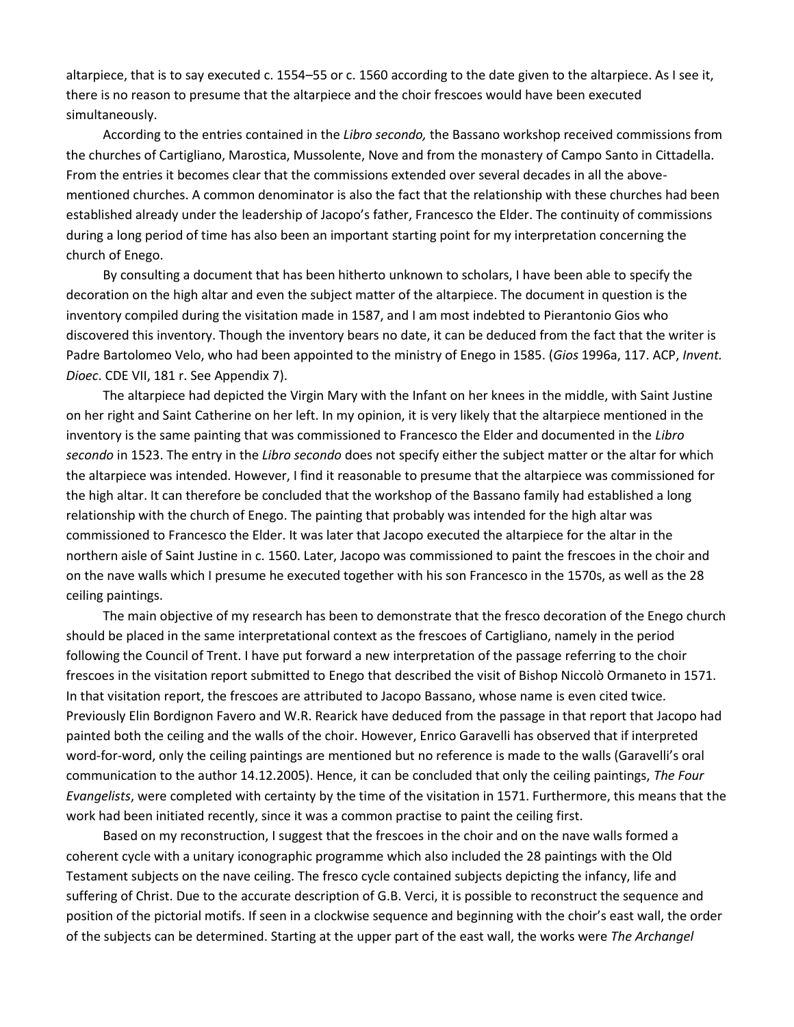altarpiece, that is to say executed c. 1554–55 or c. 1560 according to the date given to the altarpiece. As I see it, there is no reason to presume that the altarpiece and the choir frescoes would have been executed simultaneously.

According to the entries contained in the *Libro secondo,* the Bassano workshop received commissions from the churches of Cartigliano, Marostica, Mussolente, Nove and from the monastery of Campo Santo in Cittadella. From the entries it becomes clear that the commissions extended over several decades in all the above-mentioned churches. A common denominator is also the fact that the relationship with these churches had been established already under the leadership of Jacopo's father, Francesco the Elder. The continuity of commissions during a long period of time has also been an important starting point for my interpretation concerning the church of Enego.

By consulting a document that has been hitherto unknown to scholars, I have been able to specify the decoration on the high altar and even the subject matter of the altarpiece. The document in question is the inventory compiled during the visitation made in 1587, and I am most indebted to Pierantonio Gios who discovered this inventory. Though the inventory bears no date, it can be deduced from the fact that the writer is Padre Bartolomeo Velo, who had been appointed to the ministry of Enego in 1585. (*Gios* 1996a, 117. ACP, *Invent. Dioec*. CDE VII, 181 r. See Appendix 7).

The altarpiece had depicted the Virgin Mary with the Infant on her knees in the middle, with Saint Justine on her right and Saint Catherine on her left. In my opinion, it is very likely that the altarpiece mentioned in the inventory is the same painting that was commissioned to Francesco the Elder and documented in the *Libro secondo* in 1523. The entry in the *Libro secondo* does not specify either the subject matter or the altar for which the altarpiece was intended. However, I find it reasonable to presume that the altarpiece was commissioned for the high altar. It can therefore be concluded that the workshop of the Bassano family had established a long relationship with the church of Enego. The painting that probably was intended for the high altar was commissioned to Francesco the Elder. It was later that Jacopo executed the altarpiece for the altar in the northern aisle of Saint Justine in c. 1560. Later, Jacopo was commissioned to paint the frescoes in the choir and on the nave walls which I presume he executed together with his son Francesco in the 1570s, as well as the 28 ceiling paintings.

The main objective of my research has been to demonstrate that the fresco decoration of the Enego church should be placed in the same interpretational context as the frescoes of Cartigliano, namely in the period following the Council of Trent. I have put forward a new interpretation of the passage referring to the choir frescoes in the visitation report submitted to Enego that described the visit of Bishop Niccolò Ormaneto in 1571. In that visitation report, the frescoes are attributed to Jacopo Bassano, whose name is even cited twice. Previously Elin Bordignon Favero and W.R. Rearick have deduced from the passage in that report that Jacopo had painted both the ceiling and the walls of the choir. However, Enrico Garavelli has observed that if interpreted word-for-word, only the ceiling paintings are mentioned but no reference is made to the walls (Garavelli's oral communication to the author 14.12.2005). Hence, it can be concluded that only the ceiling paintings, *The Four Evangelists*, were completed with certainty by the time of the visitation in 1571. Furthermore, this means that the work had been initiated recently, since it was a common practise to paint the ceiling first.

Based on my reconstruction, I suggest that the frescoes in the choir and on the nave walls formed a coherent cycle with a unitary iconographic programme which also included the 28 paintings with the Old Testament subjects on the nave ceiling. The fresco cycle contained subjects depicting the infancy, life and suffering of Christ. Due to the accurate description of G.B. Verci, it is possible to reconstruct the sequence and position of the pictorial motifs. If seen in a clockwise sequence and beginning with the choir's east wall, the order of the subjects can be determined. Starting at the upper part of the east wall, the works were *The Archangel*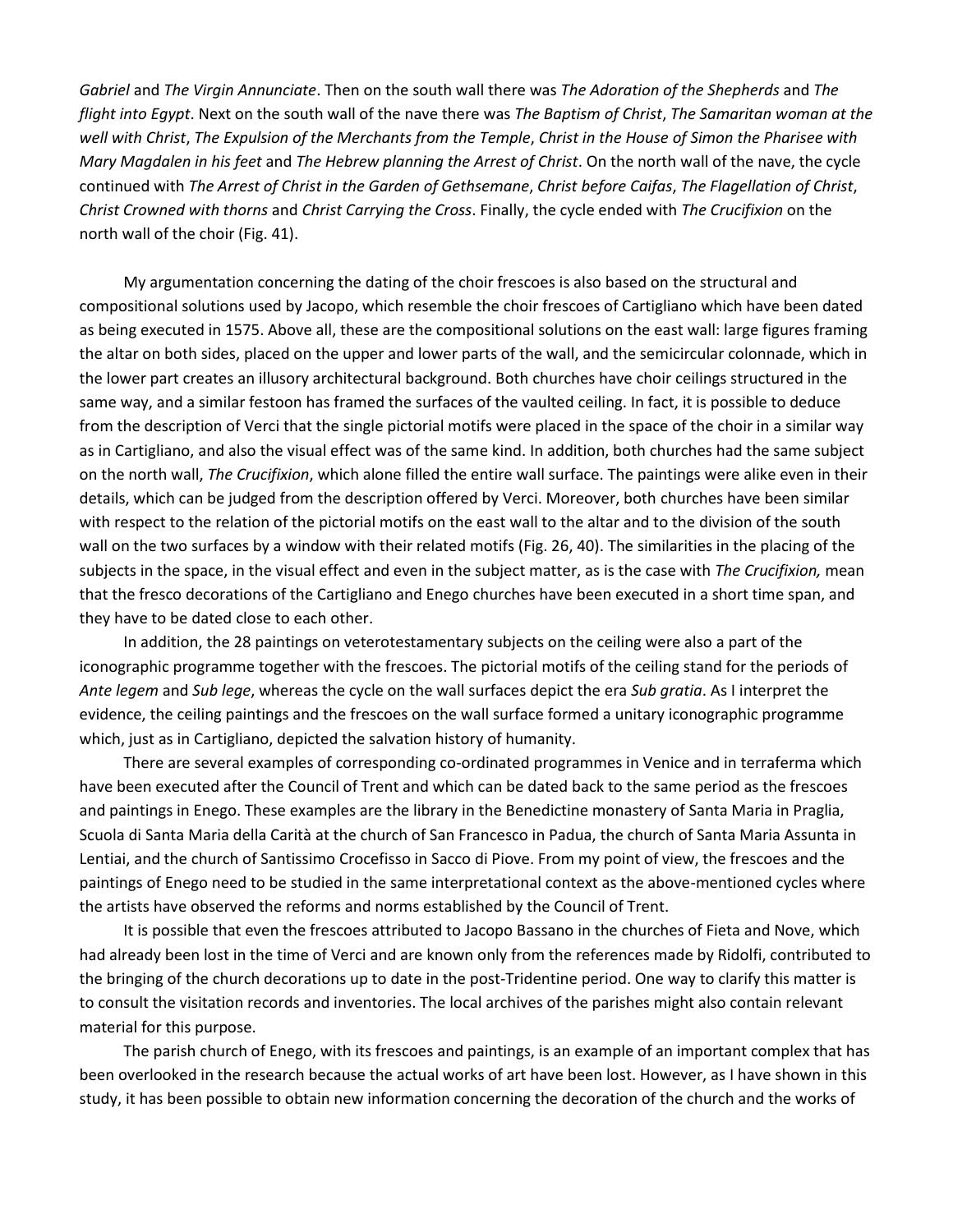*Gabriel* and *The Virgin Annunciate*. Then on the south wall there was *The Adoration of the Shepherds* and *The flight into Egypt*. Next on the south wall of the nave there was *The Baptism of Christ*, *The Samaritan woman at the well with Christ*, *The Expulsion of the Merchants from the Temple*, *Christ in the House of Simon the Pharisee with Mary Magdalen in his feet* and *The Hebrew planning the Arrest of Christ*. On the north wall of the nave, the cycle continued with *The Arrest of Christ in the Garden of Gethsemane*, *Christ before Caifas*, *The Flagellation of Christ*, *Christ Crowned with thorns* and *Christ Carrying the Cross*. Finally, the cycle ended with *The Crucifixion* on the north wall of the choir (Fig. 41).

My argumentation concerning the dating of the choir frescoes is also based on the structural and compositional solutions used by Jacopo, which resemble the choir frescoes of Cartigliano which have been dated as being executed in 1575. Above all, these are the compositional solutions on the east wall: large figures framing the altar on both sides, placed on the upper and lower parts of the wall, and the semicircular colonnade, which in the lower part creates an illusory architectural background. Both churches have choir ceilings structured in the same way, and a similar festoon has framed the surfaces of the vaulted ceiling. In fact, it is possible to deduce from the description of Verci that the single pictorial motifs were placed in the space of the choir in a similar way as in Cartigliano, and also the visual effect was of the same kind. In addition, both churches had the same subject on the north wall, *The Crucifixion*, which alone filled the entire wall surface. The paintings were alike even in their details, which can be judged from the description offered by Verci. Moreover, both churches have been similar with respect to the relation of the pictorial motifs on the east wall to the altar and to the division of the south wall on the two surfaces by a window with their related motifs (Fig. 26, 40). The similarities in the placing of the subjects in the space, in the visual effect and even in the subject matter, as is the case with *The Crucifixion,* mean that the fresco decorations of the Cartigliano and Enego churches have been executed in a short time span, and they have to be dated close to each other.

In addition, the 28 paintings on veterotestamentary subjects on the ceiling were also a part of the iconographic programme together with the frescoes. The pictorial motifs of the ceiling stand for the periods of *Ante legem* and *Sub lege*, whereas the cycle on the wall surfaces depict the era *Sub gratia*. As I interpret the evidence, the ceiling paintings and the frescoes on the wall surface formed a unitary iconographic programme which, just as in Cartigliano, depicted the salvation history of humanity.

There are several examples of corresponding co-ordinated programmes in Venice and in terraferma which have been executed after the Council of Trent and which can be dated back to the same period as the frescoes and paintings in Enego. These examples are the library in the Benedictine monastery of Santa Maria in Praglia, Scuola di Santa Maria della Carità at the church of San Francesco in Padua, the church of Santa Maria Assunta in Lentiai, and the church of Santissimo Crocefisso in Sacco di Piove. From my point of view, the frescoes and the paintings of Enego need to be studied in the same interpretational context as the above-mentioned cycles where the artists have observed the reforms and norms established by the Council of Trent.

It is possible that even the frescoes attributed to Jacopo Bassano in the churches of Fieta and Nove, which had already been lost in the time of Verci and are known only from the references made by Ridolfi, contributed to the bringing of the church decorations up to date in the post-Tridentine period. One way to clarify this matter is to consult the visitation records and inventories. The local archives of the parishes might also contain relevant material for this purpose.

The parish church of Enego, with its frescoes and paintings, is an example of an important complex that has been overlooked in the research because the actual works of art have been lost. However, as I have shown in this study, it has been possible to obtain new information concerning the decoration of the church and the works of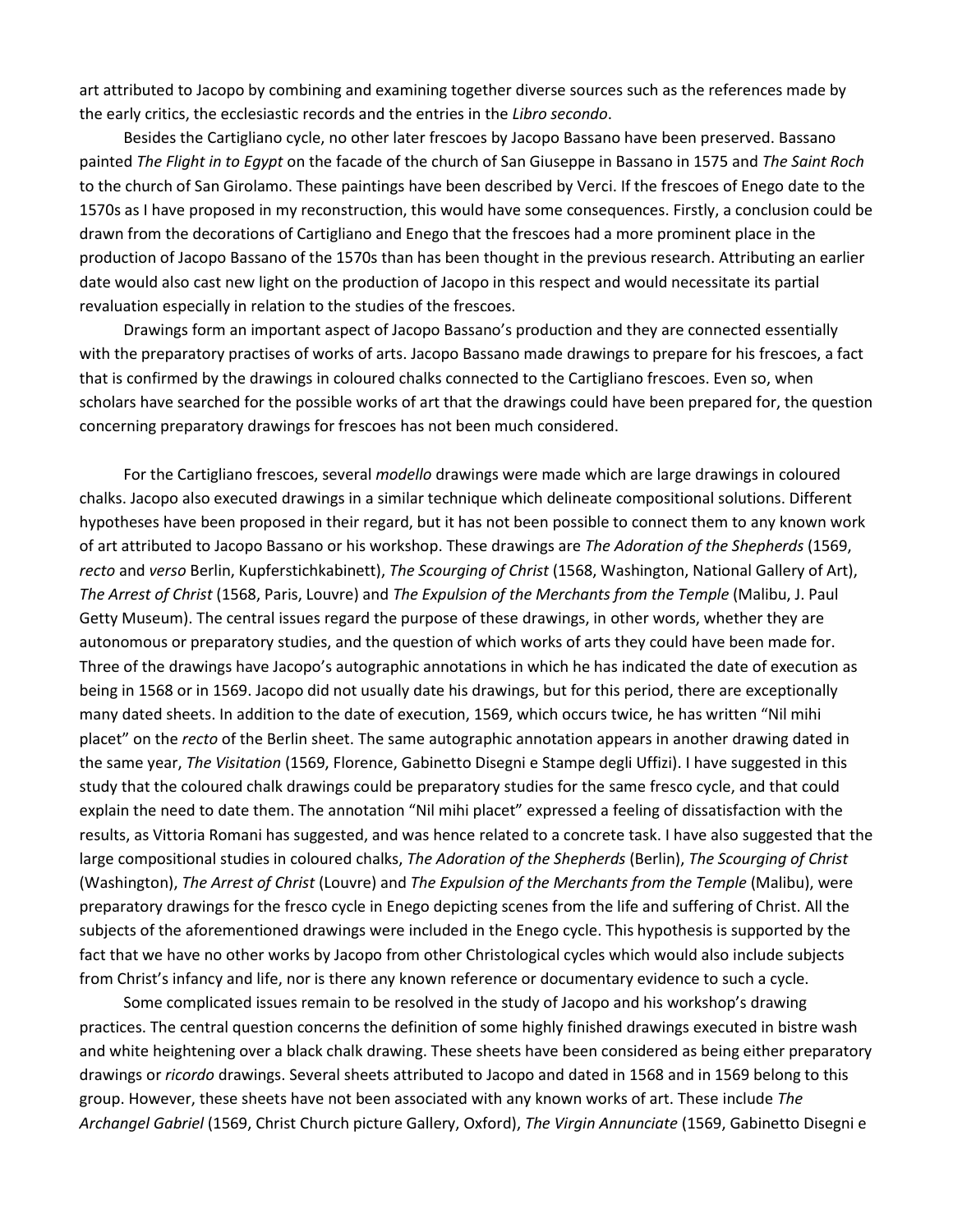art attributed to Jacopo by combining and examining together diverse sources such as the references made by the early critics, the ecclesiastic records and the entries in the *Libro secondo*.

Besides the Cartigliano cycle, no other later frescoes by Jacopo Bassano have been preserved. Bassano painted *The Flight in to Egypt* on the facade of the church of San Giuseppe in Bassano in 1575 and *The Saint Roch* to the church of San Girolamo. These paintings have been described by Verci. If the frescoes of Enego date to the 1570s as I have proposed in my reconstruction, this would have some consequences. Firstly, a conclusion could be drawn from the decorations of Cartigliano and Enego that the frescoes had a more prominent place in the production of Jacopo Bassano of the 1570s than has been thought in the previous research. Attributing an earlier date would also cast new light on the production of Jacopo in this respect and would necessitate its partial revaluation especially in relation to the studies of the frescoes.

Drawings form an important aspect of Jacopo Bassano's production and they are connected essentially with the preparatory practises of works of arts. Jacopo Bassano made drawings to prepare for his frescoes, a fact that is confirmed by the drawings in coloured chalks connected to the Cartigliano frescoes. Even so, when scholars have searched for the possible works of art that the drawings could have been prepared for, the question concerning preparatory drawings for frescoes has not been much considered.

For the Cartigliano frescoes, several *modello* drawings were made which are large drawings in coloured chalks. Jacopo also executed drawings in a similar technique which delineate compositional solutions. Different hypotheses have been proposed in their regard, but it has not been possible to connect them to any known work of art attributed to Jacopo Bassano or his workshop. These drawings are *The Adoration of the Shepherds* (1569, *recto* and *verso* Berlin, Kupferstichkabinett), *The Scourging of Christ* (1568, Washington, National Gallery of Art), *The Arrest of Christ* (1568, Paris, Louvre) and *The Expulsion of the Merchants from the Temple* (Malibu, J. Paul Getty Museum). The central issues regard the purpose of these drawings, in other words, whether they are autonomous or preparatory studies, and the question of which works of arts they could have been made for. Three of the drawings have Jacopo's autographic annotations in which he has indicated the date of execution as being in 1568 or in 1569. Jacopo did not usually date his drawings, but for this period, there are exceptionally many dated sheets. In addition to the date of execution, 1569, which occurs twice, he has written "Nil mihi placet" on the *recto* of the Berlin sheet. The same autographic annotation appears in another drawing dated in the same year, *The Visitation* (1569, Florence, Gabinetto Disegni e Stampe degli Uffizi). I have suggested in this study that the coloured chalk drawings could be preparatory studies for the same fresco cycle, and that could explain the need to date them. The annotation "Nil mihi placet" expressed a feeling of dissatisfaction with the results, as Vittoria Romani has suggested, and was hence related to a concrete task. I have also suggested that the large compositional studies in coloured chalks, *The Adoration of the Shepherds* (Berlin), *The Scourging of Christ* (Washington), *The Arrest of Christ* (Louvre) and *The Expulsion of the Merchants from the Temple* (Malibu), were preparatory drawings for the fresco cycle in Enego depicting scenes from the life and suffering of Christ. All the subjects of the aforementioned drawings were included in the Enego cycle. This hypothesis is supported by the fact that we have no other works by Jacopo from other Christological cycles which would also include subjects from Christ's infancy and life, nor is there any known reference or documentary evidence to such a cycle.

Some complicated issues remain to be resolved in the study of Jacopo and his workshop's drawing practices. The central question concerns the definition of some highly finished drawings executed in bistre wash and white heightening over a black chalk drawing. These sheets have been considered as being either preparatory drawings or *ricordo* drawings. Several sheets attributed to Jacopo and dated in 1568 and in 1569 belong to this group. However, these sheets have not been associated with any known works of art. These include *The Archangel Gabriel* (1569, Christ Church picture Gallery, Oxford), *The Virgin Annunciate* (1569, Gabinetto Disegni e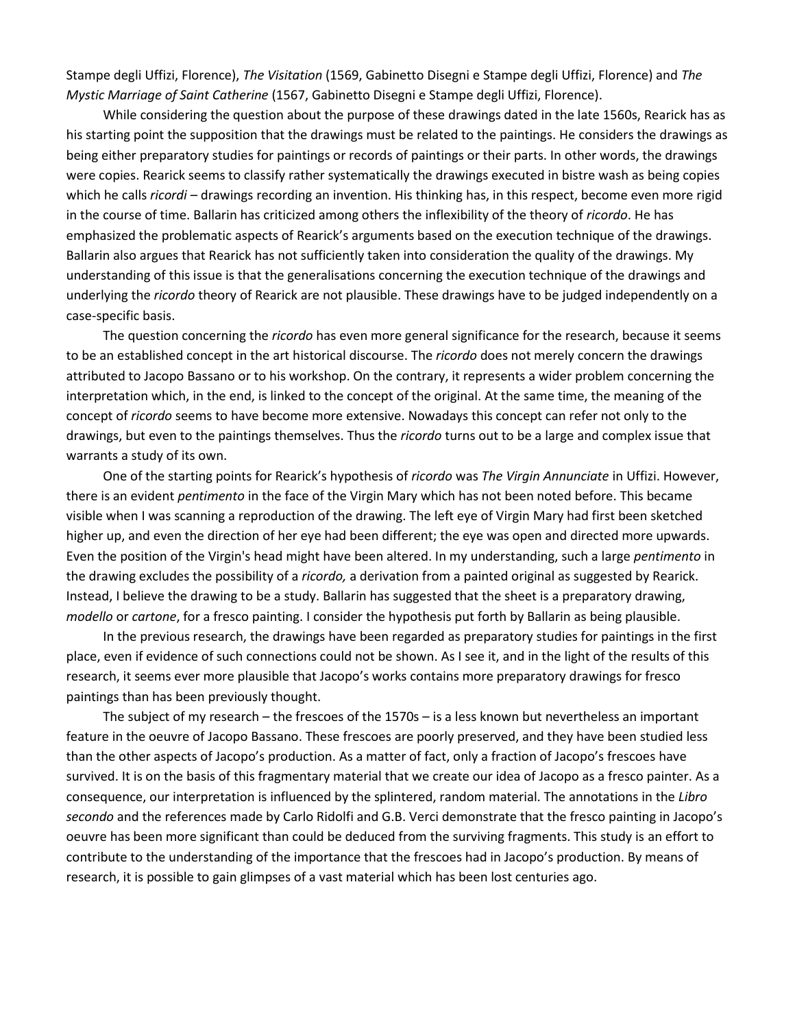Stampe degli Uffizi, Florence), *The Visitation* (1569, Gabinetto Disegni e Stampe degli Uffizi, Florence) and *The Mystic Marriage of Saint Catherine* (1567, Gabinetto Disegni e Stampe degli Uffizi, Florence).

While considering the question about the purpose of these drawings dated in the late 1560s, Rearick has as his starting point the supposition that the drawings must be related to the paintings. He considers the drawings as being either preparatory studies for paintings or records of paintings or their parts. In other words, the drawings were copies. Rearick seems to classify rather systematically the drawings executed in bistre wash as being copies which he calls *ricordi* – drawings recording an invention. His thinking has, in this respect, become even more rigid in the course of time. Ballarin has criticized among others the inflexibility of the theory of *ricordo*. He has emphasized the problematic aspects of Rearick's arguments based on the execution technique of the drawings. Ballarin also argues that Rearick has not sufficiently taken into consideration the quality of the drawings. My understanding of this issue is that the generalisations concerning the execution technique of the drawings and underlying the *ricordo* theory of Rearick are not plausible. These drawings have to be judged independently on a case-specific basis.

The question concerning the *ricordo* has even more general significance for the research, because it seems to be an established concept in the art historical discourse. The *ricordo* does not merely concern the drawings attributed to Jacopo Bassano or to his workshop. On the contrary, it represents a wider problem concerning the interpretation which, in the end, is linked to the concept of the original. At the same time, the meaning of the concept of *ricordo* seems to have become more extensive. Nowadays this concept can refer not only to the drawings, but even to the paintings themselves. Thus the *ricordo* turns out to be a large and complex issue that warrants a study of its own.

One of the starting points for Rearick's hypothesis of *ricordo* was *The Virgin Annunciate* in Uffizi. However, there is an evident *pentimento* in the face of the Virgin Mary which has not been noted before. This became visible when I was scanning a reproduction of the drawing. The left eye of Virgin Mary had first been sketched higher up, and even the direction of her eye had been different; the eye was open and directed more upwards. Even the position of the Virgin's head might have been altered. In my understanding, such a large *pentimento* in the drawing excludes the possibility of a *ricordo,* a derivation from a painted original as suggested by Rearick. Instead, I believe the drawing to be a study. Ballarin has suggested that the sheet is a preparatory drawing, *modello* or *cartone*, for a fresco painting. I consider the hypothesis put forth by Ballarin as being plausible.

In the previous research, the drawings have been regarded as preparatory studies for paintings in the first place, even if evidence of such connections could not be shown. As I see it, and in the light of the results of this research, it seems ever more plausible that Jacopo's works contains more preparatory drawings for fresco paintings than has been previously thought.

The subject of my research – the frescoes of the 1570s – is a less known but nevertheless an important feature in the oeuvre of Jacopo Bassano. These frescoes are poorly preserved, and they have been studied less than the other aspects of Jacopo's production. As a matter of fact, only a fraction of Jacopo's frescoes have survived. It is on the basis of this fragmentary material that we create our idea of Jacopo as a fresco painter. As a consequence, our interpretation is influenced by the splintered, random material. The annotations in the *Libro secondo* and the references made by Carlo Ridolfi and G.B. Verci demonstrate that the fresco painting in Jacopo's oeuvre has been more significant than could be deduced from the surviving fragments. This study is an effort to contribute to the understanding of the importance that the frescoes had in Jacopo's production. By means of research, it is possible to gain glimpses of a vast material which has been lost centuries ago.